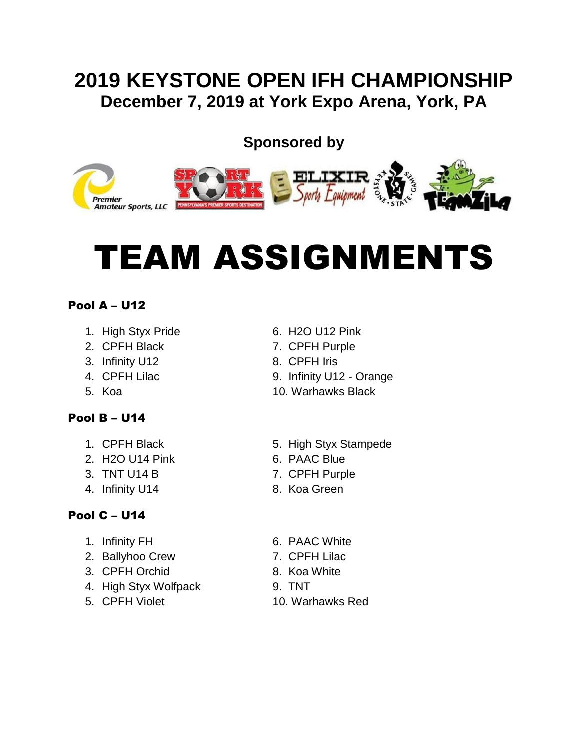# 2019 KEYSTONE OPEN IFH CHAMPIONSHIP

## December 7, 2019 at York Expo Arena, York, PA

**Sponsored by**

# TEAM ASSIGNMENTS

### Pool A – U12

1. High Styx Pride
2. CPFH Black
3. Infinity U12
4. CPFH Lilac
5. Koa
6. H2O U12 Pink
7. CPFH Purple
8. CPFH Iris
9. Infinity U12 - Orange
10. Warhawks Black

### Pool B – U14

1. CPFH Black
2. H2O U14 Pink
3. TNT U14 B
4. Infinity U14
5. High Styx Stampede
6. PAAC Blue
7. CPFH Purple
8. Koa Green

### Pool C – U14

1. Infinity FH
2. Ballyhoo Crew
3. CPFH Orchid
4. High Styx Wolfpack
5. CPFH Violet
6. PAAC White
7. CPFH Lilac
8. Koa White
9. TNT
10. Warhawks Red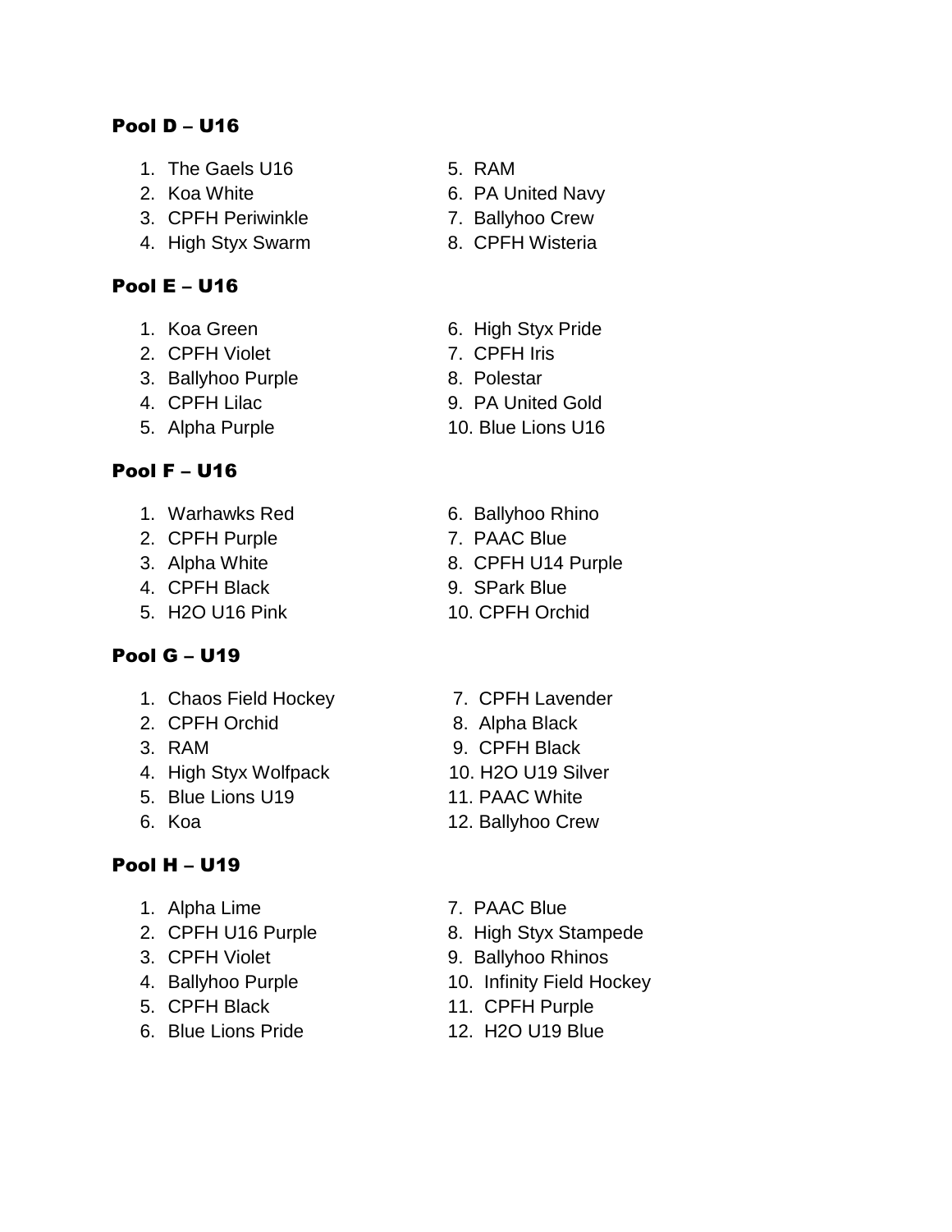### Pool D – U16

1. The Gaels U16
2. Koa White
3. CPFH Periwinkle
4. High Styx Swarm
5. RAM
6. PA United Navy
7. Ballyhoo Crew
8. CPFH Wisteria

### Pool E – U16

1. Koa Green
2. CPFH Violet
3. Ballyhoo Purple
4. CPFH Lilac
5. Alpha Purple
6. High Styx Pride
7. CPFH Iris
8. Polestar
9. PA United Gold
10. Blue Lions U16

### Pool F – U16

1. Warhawks Red
2. CPFH Purple
3. Alpha White
4. CPFH Black
5. H2O U16 Pink
6. Ballyhoo Rhino
7. PAAC Blue
8. CPFH U14 Purple
9. SPark Blue
10. CPFH Orchid

### Pool G – U19

1. Chaos Field Hockey
2. CPFH Orchid
3. RAM
4. High Styx Wolfpack
5. Blue Lions U19
6. Koa
7. CPFH Lavender
8. Alpha Black
9. CPFH Black
10. H2O U19 Silver
11. PAAC White
12. Ballyhoo Crew

### Pool H – U19

1. Alpha Lime
2. CPFH U16 Purple
3. CPFH Violet
4. Ballyhoo Purple
5. CPFH Black
6. Blue Lions Pride
7. PAAC Blue
8. High Styx Stampede
9. Ballyhoo Rhinos
10. Infinity Field Hockey
11. CPFH Purple
12. H2O U19 Blue